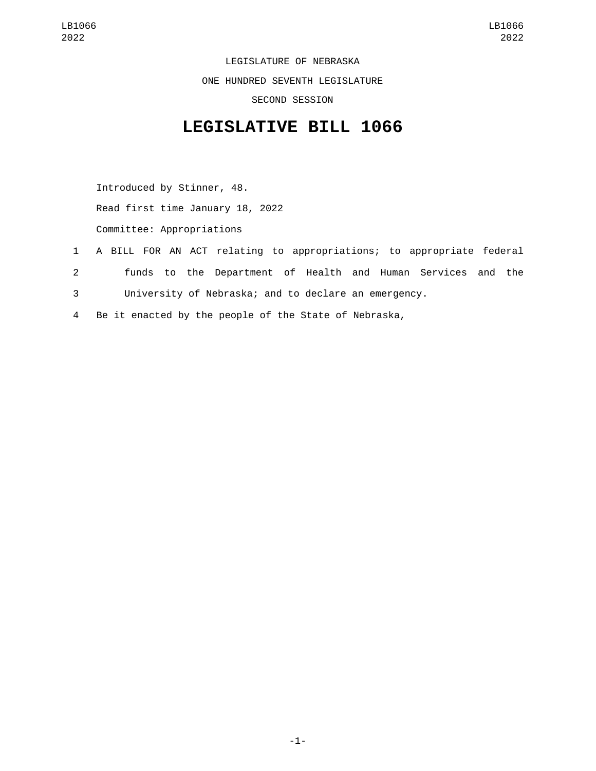LEGISLATURE OF NEBRASKA

ONE HUNDRED SEVENTH LEGISLATURE

SECOND SESSION

# LEGISLATIVE BILL 1066

Introduced by Stinner, 48.

Read first time January 18, 2022

Committee: Appropriations

A BILL FOR AN ACT relating to appropriations; to appropriate federal funds to the Department of Health and Human Services and the University of Nebraska; and to declare an emergency.

Be it enacted by the people of the State of Nebraska,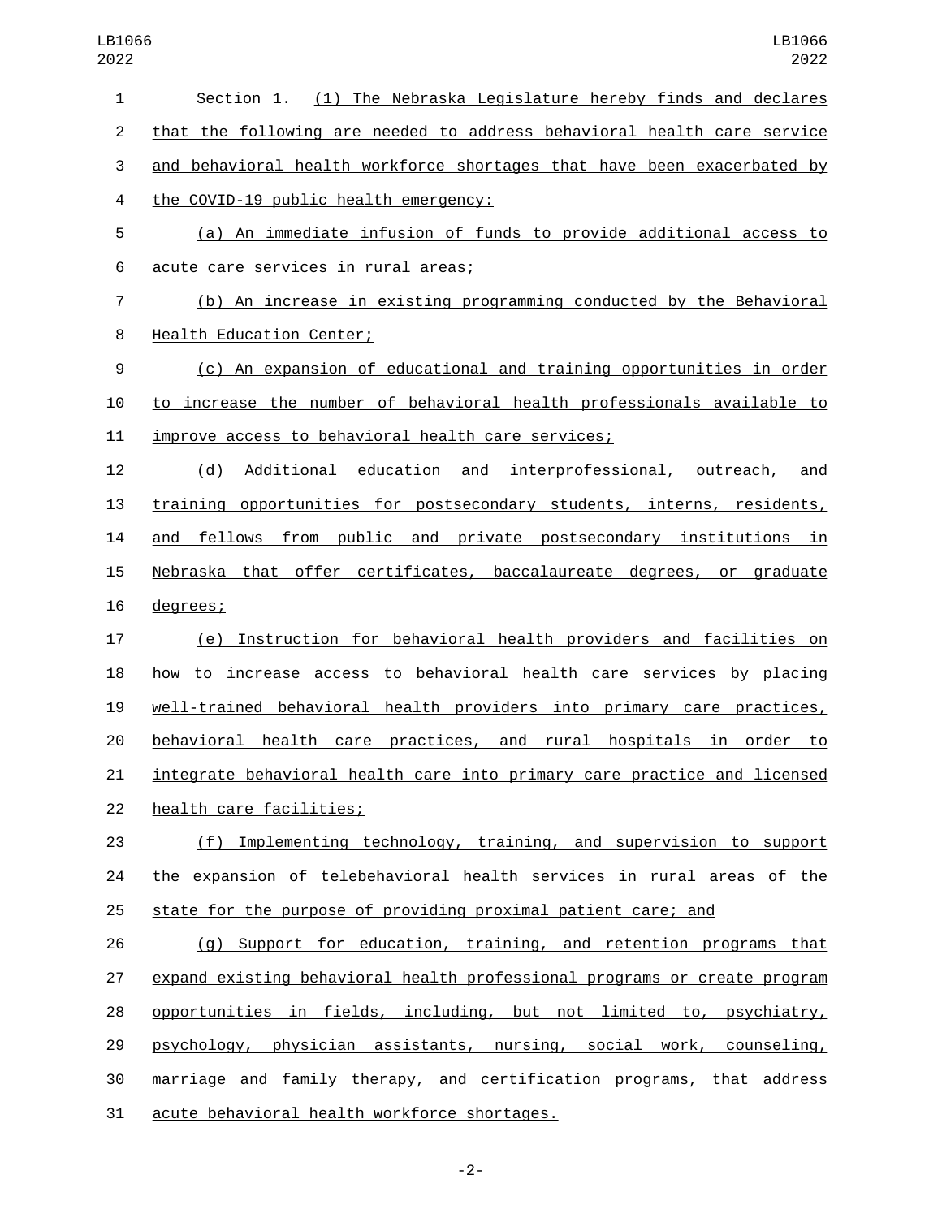Section 1. (1) The Nebraska Legislature hereby finds and declares that the following are needed to address behavioral health care service and behavioral health workforce shortages that have been exacerbated by the COVID-19 public health emergency:

(a) An immediate infusion of funds to provide additional access to acute care services in rural areas;

(b) An increase in existing programming conducted by the Behavioral Health Education Center;

(c) An expansion of educational and training opportunities in order to increase the number of behavioral health professionals available to improve access to behavioral health care services;

(d) Additional education and interprofessional, outreach, and training opportunities for postsecondary students, interns, residents, and fellows from public and private postsecondary institutions in Nebraska that offer certificates, baccalaureate degrees, or graduate degrees;

(e) Instruction for behavioral health providers and facilities on how to increase access to behavioral health care services by placing well-trained behavioral health providers into primary care practices, behavioral health care practices, and rural hospitals in order to integrate behavioral health care into primary care practice and licensed health care facilities;

(f) Implementing technology, training, and supervision to support the expansion of telebehavioral health services in rural areas of the state for the purpose of providing proximal patient care; and

(g) Support for education, training, and retention programs that expand existing behavioral health professional programs or create program opportunities in fields, including, but not limited to, psychiatry, psychology, physician assistants, nursing, social work, counseling, marriage and family therapy, and certification programs, that address acute behavioral health workforce shortages.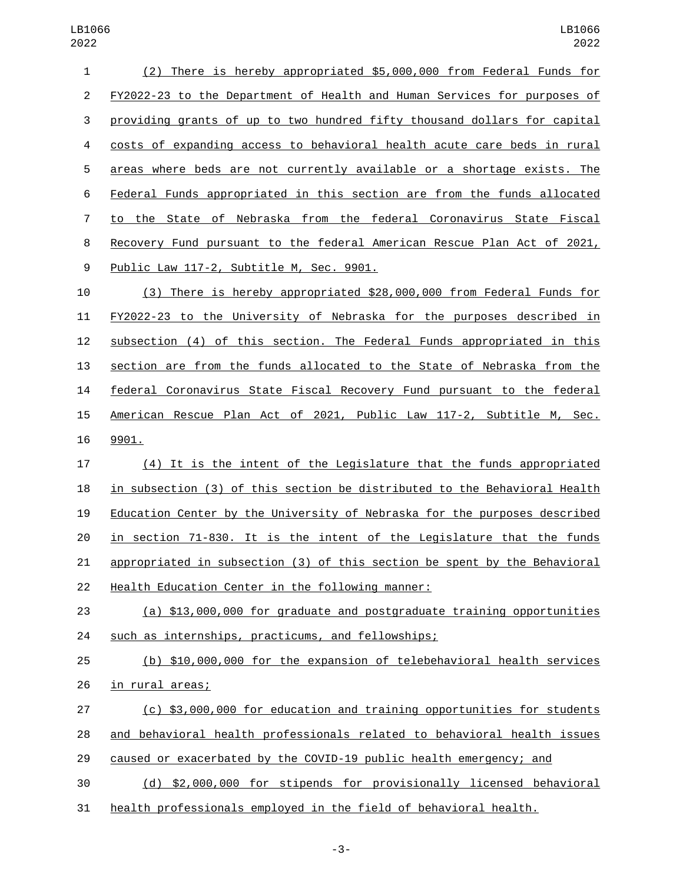(2) There is hereby appropriated $5,000,000 from Federal Funds for FY2022-23 to the Department of Health and Human Services for purposes of providing grants of up to two hundred fifty thousand dollars for capital costs of expanding access to behavioral health acute care beds in rural areas where beds are not currently available or a shortage exists. The Federal Funds appropriated in this section are from the funds allocated to the State of Nebraska from the federal Coronavirus State Fiscal Recovery Fund pursuant to the federal American Rescue Plan Act of 2021, Public Law 117-2, Subtitle M, Sec. 9901.

(3) There is hereby appropriated $28,000,000 from Federal Funds for FY2022-23 to the University of Nebraska for the purposes described in subsection (4) of this section. The Federal Funds appropriated in this section are from the funds allocated to the State of Nebraska from the federal Coronavirus State Fiscal Recovery Fund pursuant to the federal American Rescue Plan Act of 2021, Public Law 117-2, Subtitle M, Sec. 9901.

(4) It is the intent of the Legislature that the funds appropriated in subsection (3) of this section be distributed to the Behavioral Health Education Center by the University of Nebraska for the purposes described in section 71-830. It is the intent of the Legislature that the funds appropriated in subsection (3) of this section be spent by the Behavioral Health Education Center in the following manner:

(a) $13,000,000 for graduate and postgraduate training opportunities such as internships, practicums, and fellowships;

(b) $10,000,000 for the expansion of telebehavioral health services in rural areas;

(c) $3,000,000 for education and training opportunities for students and behavioral health professionals related to behavioral health issues caused or exacerbated by the COVID-19 public health emergency; and

(d) $2,000,000 for stipends for provisionally licensed behavioral health professionals employed in the field of behavioral health.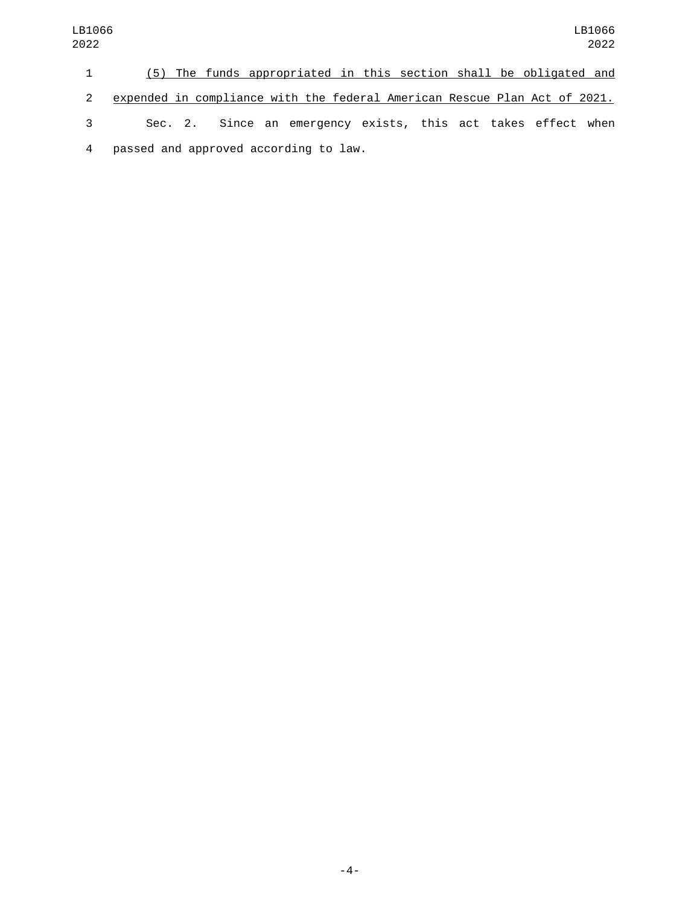(5) The funds appropriated in this section shall be obligated and expended in compliance with the federal American Rescue Plan Act of 2021.

Sec. 2. Since an emergency exists, this act takes effect when passed and approved according to law.